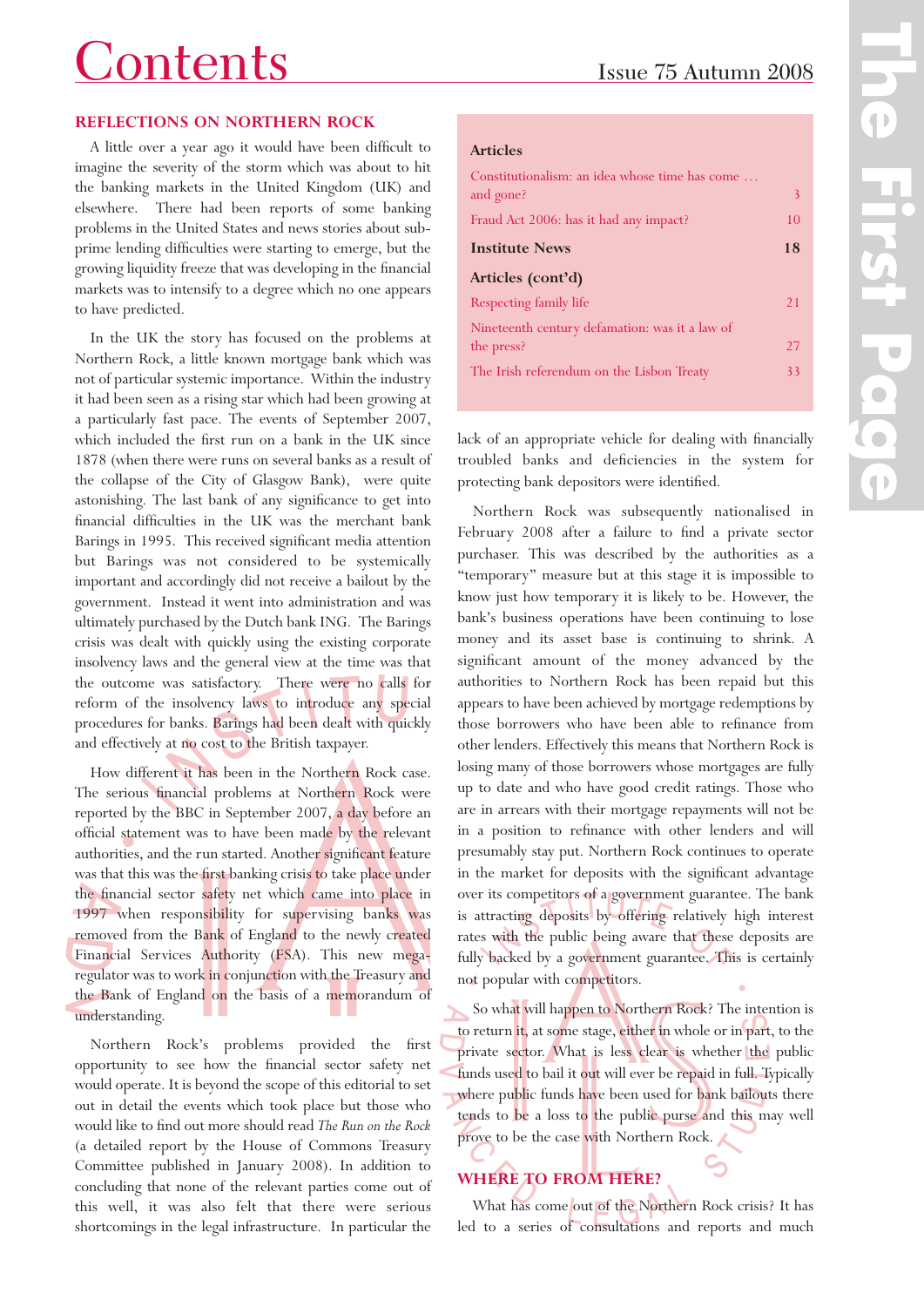# Contents

Issue 75 Autumn 2008

| Articles | |
|---|---|
| Constitutionalism: an idea whose time has come … and gone? | 3 |
| Fraud Act 2006: has it had any impact? | 10 |
| **Institute News** | **18** |
| **Articles (cont'd)** | |
| Respecting family life | 21 |
| Nineteenth century defamation: was it a law of the press? | 27 |
| The Irish referendum on the Lisbon Treaty | 33 |

## REFLECTIONS ON NORTHERN ROCK

A little over a year ago it would have been difficult to imagine the severity of the storm which was about to hit the banking markets in the United Kingdom (UK) and elsewhere. There had been reports of some banking problems in the United States and news stories about sub-prime lending difficulties were starting to emerge, but the growing liquidity freeze that was developing in the financial markets was to intensify to a degree which no one appears to have predicted.

In the UK the story has focused on the problems at Northern Rock, a little known mortgage bank which was not of particular systemic importance. Within the industry it had been seen as a rising star which had been growing at a particularly fast pace. The events of September 2007, which included the first run on a bank in the UK since 1878 (when there were runs on several banks as a result of the collapse of the City of Glasgow Bank), were quite astonishing. The last bank of any significance to get into financial difficulties in the UK was the merchant bank Barings in 1995. This received significant media attention but Barings was not considered to be systemically important and accordingly did not receive a bailout by the government. Instead it went into administration and was ultimately purchased by the Dutch bank ING. The Barings crisis was dealt with quickly using the existing corporate insolvency laws and the general view at the time was that the outcome was satisfactory. There were no calls for reform of the insolvency laws to introduce any special procedures for banks. Barings had been dealt with quickly and effectively at no cost to the British taxpayer.

How different it has been in the Northern Rock case. The serious financial problems at Northern Rock were reported by the BBC in September 2007, a day before an official statement was to have been made by the relevant authorities, and the run started. Another significant feature was that this was the first banking crisis to take place under the financial sector safety net which came into place in 1997 when responsibility for supervising banks was removed from the Bank of England to the newly created Financial Services Authority (FSA). This new mega-regulator was to work in conjunction with the Treasury and the Bank of England on the basis of a memorandum of understanding.

Northern Rock's problems provided the first opportunity to see how the financial sector safety net would operate. It is beyond the scope of this editorial to set out in detail the events which took place but those who would like to find out more should read *The Run on the Rock* (a detailed report by the House of Commons Treasury Committee published in January 2008). In addition to concluding that none of the relevant parties come out of this well, it was also felt that there were serious shortcomings in the legal infrastructure. In particular the lack of an appropriate vehicle for dealing with financially troubled banks and deficiencies in the system for protecting bank depositors were identified.

Northern Rock was subsequently nationalised in February 2008 after a failure to find a private sector purchaser. This was described by the authorities as a "temporary" measure but at this stage it is impossible to know just how temporary it is likely to be. However, the bank's business operations have been continuing to lose money and its asset base is continuing to shrink. A significant amount of the money advanced by the authorities to Northern Rock has been repaid but this appears to have been achieved by mortgage redemptions by those borrowers who have been able to refinance from other lenders. Effectively this means that Northern Rock is losing many of those borrowers whose mortgages are fully up to date and who have good credit ratings. Those who are in arrears with their mortgage repayments will not be in a position to refinance with other lenders and will presumably stay put. Northern Rock continues to operate in the market for deposits with the significant advantage over its competitors of a government guarantee. The bank is attracting deposits by offering relatively high interest rates with the public being aware that these deposits are fully backed by a government guarantee. This is certainly not popular with competitors.

So what will happen to Northern Rock? The intention is to return it, at some stage, either in whole or in part, to the private sector. What is less clear is whether the public funds used to bail it out will ever be repaid in full. Typically where public funds have been used for bank bailouts there tends to be a loss to the public purse and this may well prove to be the case with Northern Rock.

## WHERE TO FROM HERE?

What has come out of the Northern Rock crisis? It has led to a series of consultations and reports and much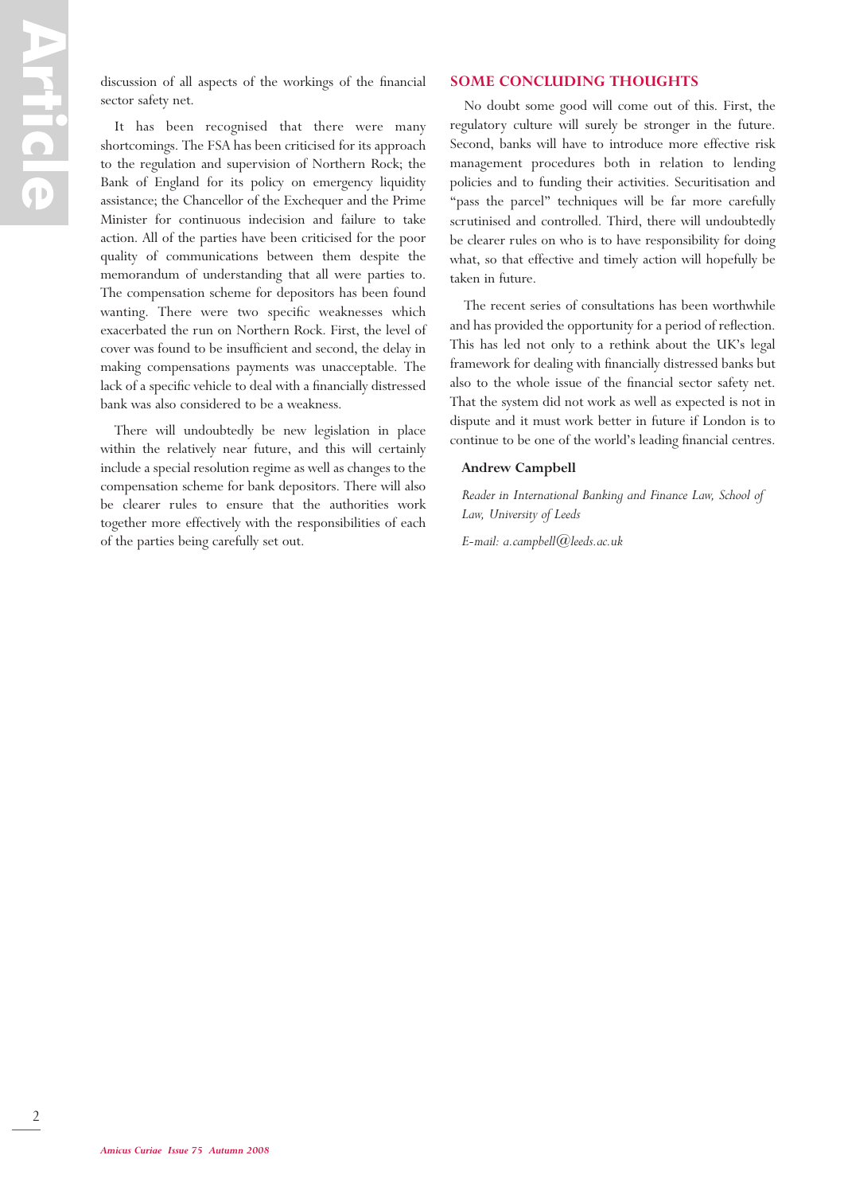discussion of all aspects of the workings of the financial sector safety net.

It has been recognised that there were many shortcomings. The FSA has been criticised for its approach to the regulation and supervision of Northern Rock; the Bank of England for its policy on emergency liquidity assistance; the Chancellor of the Exchequer and the Prime Minister for continuous indecision and failure to take action. All of the parties have been criticised for the poor quality of communications between them despite the memorandum of understanding that all were parties to. The compensation scheme for depositors has been found wanting. There were two specific weaknesses which exacerbated the run on Northern Rock. First, the level of cover was found to be insufficient and second, the delay in making compensations payments was unacceptable. The lack of a specific vehicle to deal with a financially distressed bank was also considered to be a weakness.

There will undoubtedly be new legislation in place within the relatively near future, and this will certainly include a special resolution regime as well as changes to the compensation scheme for bank depositors. There will also be clearer rules to ensure that the authorities work together more effectively with the responsibilities of each of the parties being carefully set out.

## SOME CONCLUDING THOUGHTS

No doubt some good will come out of this. First, the regulatory culture will surely be stronger in the future. Second, banks will have to introduce more effective risk management procedures both in relation to lending policies and to funding their activities. Securitisation and "pass the parcel" techniques will be far more carefully scrutinised and controlled. Third, there will undoubtedly be clearer rules on who is to have responsibility for doing what, so that effective and timely action will hopefully be taken in future.

The recent series of consultations has been worthwhile and has provided the opportunity for a period of reflection. This has led not only to a rethink about the UK's legal framework for dealing with financially distressed banks but also to the whole issue of the financial sector safety net. That the system did not work as well as expected is not in dispute and it must work better in future if London is to continue to be one of the world's leading financial centres.

**Andrew Campbell**

*Reader in International Banking and Finance Law, School of Law, University of Leeds*

*E-mail: a.campbell@leeds.ac.uk*